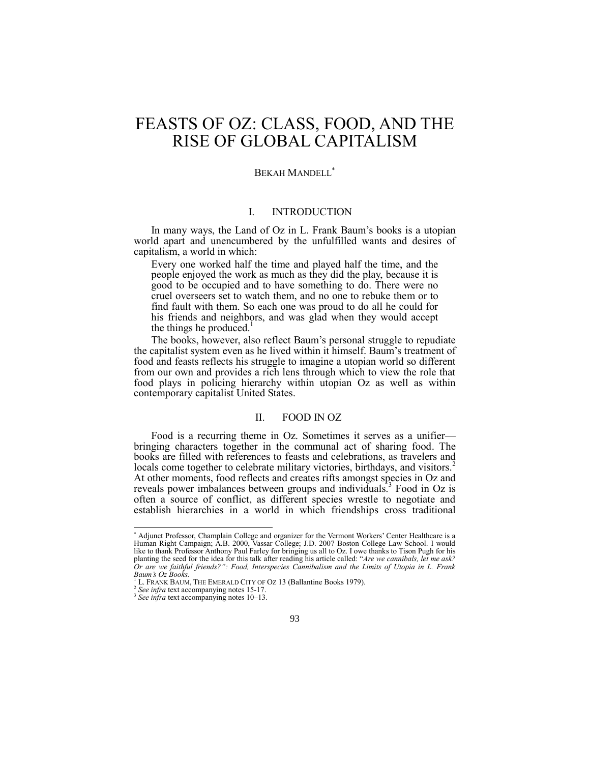# FEASTS OF OZ: CLASS, FOOD, AND THE RISE OF GLOBAL CAPITALISM

BEKAH MANDELL[*]

## I. INTRODUCTION

In many ways, the Land of Oz in L. Frank Baum's books is a utopian world apart and unencumbered by the unfulfilled wants and desires of capitalism, a world in which:

> Every one worked half the time and played half the time, and the people enjoyed the work as much as they did the play, because it is good to be occupied and to have something to do. There were no cruel overseers set to watch them, and no one to rebuke them or to find fault with them. So each one was proud to do all he could for his friends and neighbors, and was glad when they would accept the things he produced.[1]

The books, however, also reflect Baum's personal struggle to repudiate the capitalist system even as he lived within it himself. Baum's treatment of food and feasts reflects his struggle to imagine a utopian world so different from our own and provides a rich lens through which to view the role that food plays in policing hierarchy within utopian Oz as well as within contemporary capitalist United States.

## II. FOOD IN OZ

Food is a recurring theme in Oz. Sometimes it serves as a unifier—bringing characters together in the communal act of sharing food. The books are filled with references to feasts and celebrations, as travelers and locals come together to celebrate military victories, birthdays, and visitors.[2] At other moments, food reflects and creates rifts amongst species in Oz and reveals power imbalances between groups and individuals.[3] Food in Oz is often a source of conflict, as different species wrestle to negotiate and establish hierarchies in a world in which friendships cross traditional

---

[*] Adjunct Professor, Champlain College and organizer for the Vermont Workers' Center Healthcare is a Human Right Campaign; A.B. 2000, Vassar College; J.D. 2007 Boston College Law School. I would like to thank Professor Anthony Paul Farley for bringing us all to Oz. I owe thanks to Tison Pugh for his planting the seed for the idea for this talk after reading his article called: "*Are we cannibals, let me ask? Or are we faithful friends?": Food, Interspecies Cannibalism and the Limits of Utopia in L. Frank Baum's Oz Books.*

[1] L. FRANK BAUM, THE EMERALD CITY OF OZ 13 (Ballantine Books 1979).

[2] *See infra* text accompanying notes 15-17.

[3] *See infra* text accompanying notes 10–13.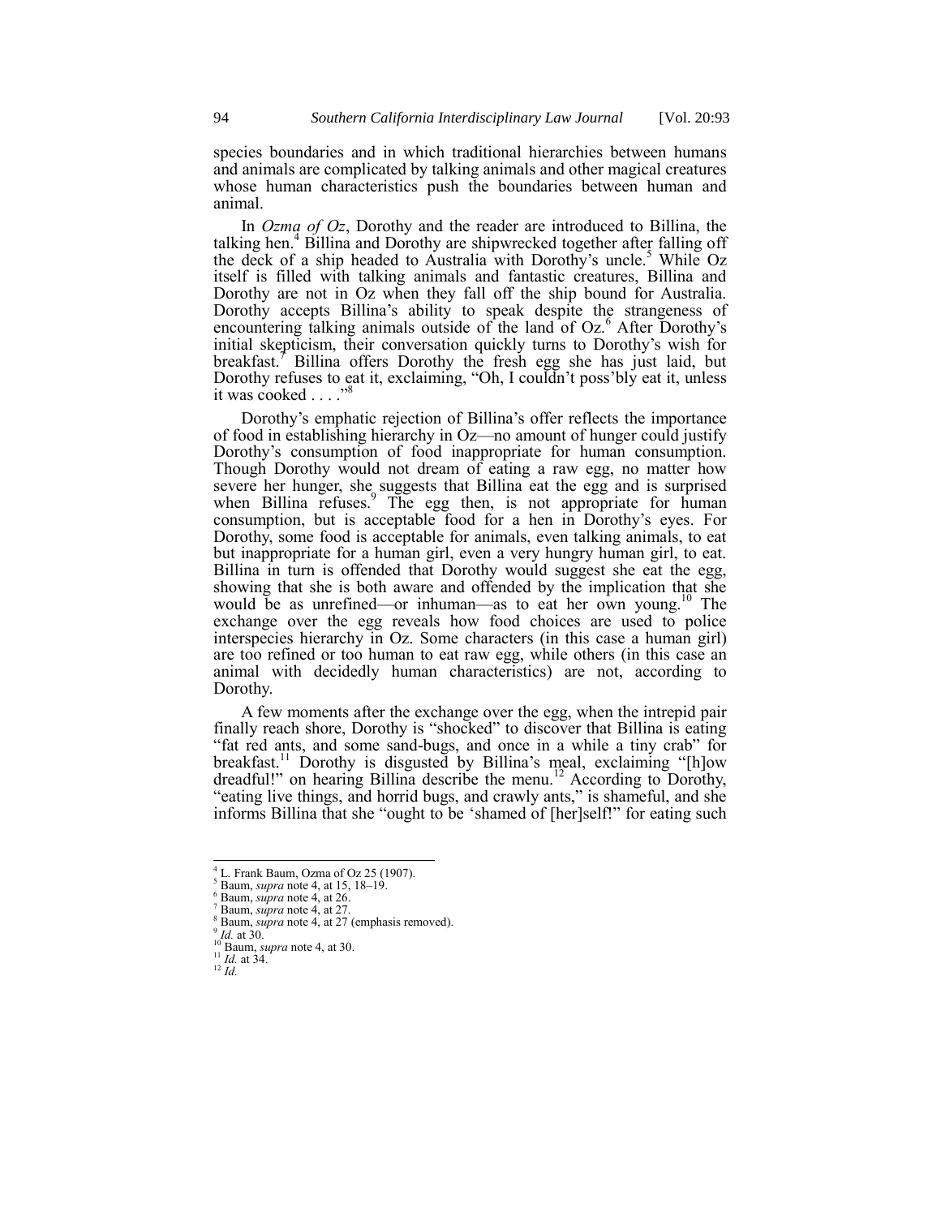species boundaries and in which traditional hierarchies between humans and animals are complicated by talking animals and other magical creatures whose human characteristics push the boundaries between human and animal.

In *Ozma of Oz*, Dorothy and the reader are introduced to Billina, the talking hen.[4] Billina and Dorothy are shipwrecked together after falling off the deck of a ship headed to Australia with Dorothy's uncle.[5] While Oz itself is filled with talking animals and fantastic creatures, Billina and Dorothy are not in Oz when they fall off the ship bound for Australia. Dorothy accepts Billina's ability to speak despite the strangeness of encountering talking animals outside of the land of Oz.[6] After Dorothy's initial skepticism, their conversation quickly turns to Dorothy's wish for breakfast.[7] Billina offers Dorothy the fresh egg she has just laid, but Dorothy refuses to eat it, exclaiming, "Oh, I couldn't poss'bly eat it, unless it was cooked . . . ."[8]

Dorothy's emphatic rejection of Billina's offer reflects the importance of food in establishing hierarchy in Oz—no amount of hunger could justify Dorothy's consumption of food inappropriate for human consumption. Though Dorothy would not dream of eating a raw egg, no matter how severe her hunger, she suggests that Billina eat the egg and is surprised when Billina refuses.[9] The egg then, is not appropriate for human consumption, but is acceptable food for a hen in Dorothy's eyes. For Dorothy, some food is acceptable for animals, even talking animals, to eat but inappropriate for a human girl, even a very hungry human girl, to eat. Billina in turn is offended that Dorothy would suggest she eat the egg, showing that she is both aware and offended by the implication that she would be as unrefined—or inhuman—as to eat her own young.[10] The exchange over the egg reveals how food choices are used to police interspecies hierarchy in Oz. Some characters (in this case a human girl) are too refined or too human to eat raw egg, while others (in this case an animal with decidedly human characteristics) are not, according to Dorothy.

A few moments after the exchange over the egg, when the intrepid pair finally reach shore, Dorothy is "shocked" to discover that Billina is eating "fat red ants, and some sand-bugs, and once in a while a tiny crab" for breakfast.[11] Dorothy is disgusted by Billina's meal, exclaiming "[h]ow dreadful!" on hearing Billina describe the menu.[12] According to Dorothy, "eating live things, and horrid bugs, and crawly ants," is shameful, and she informs Billina that she "ought to be 'shamed of [her]self!" for eating such

---

[4] L. Frank Baum, Ozma of Oz 25 (1907).
[5] Baum, *supra* note 4, at 15, 18–19.
[6] Baum, *supra* note 4, at 26.
[7] Baum, *supra* note 4, at 27.
[8] Baum, *supra* note 4, at 27 (emphasis removed).
[9] *Id.* at 30.
[10] Baum, *supra* note 4, at 30.
[11] *Id.* at 34.
[12] *Id.*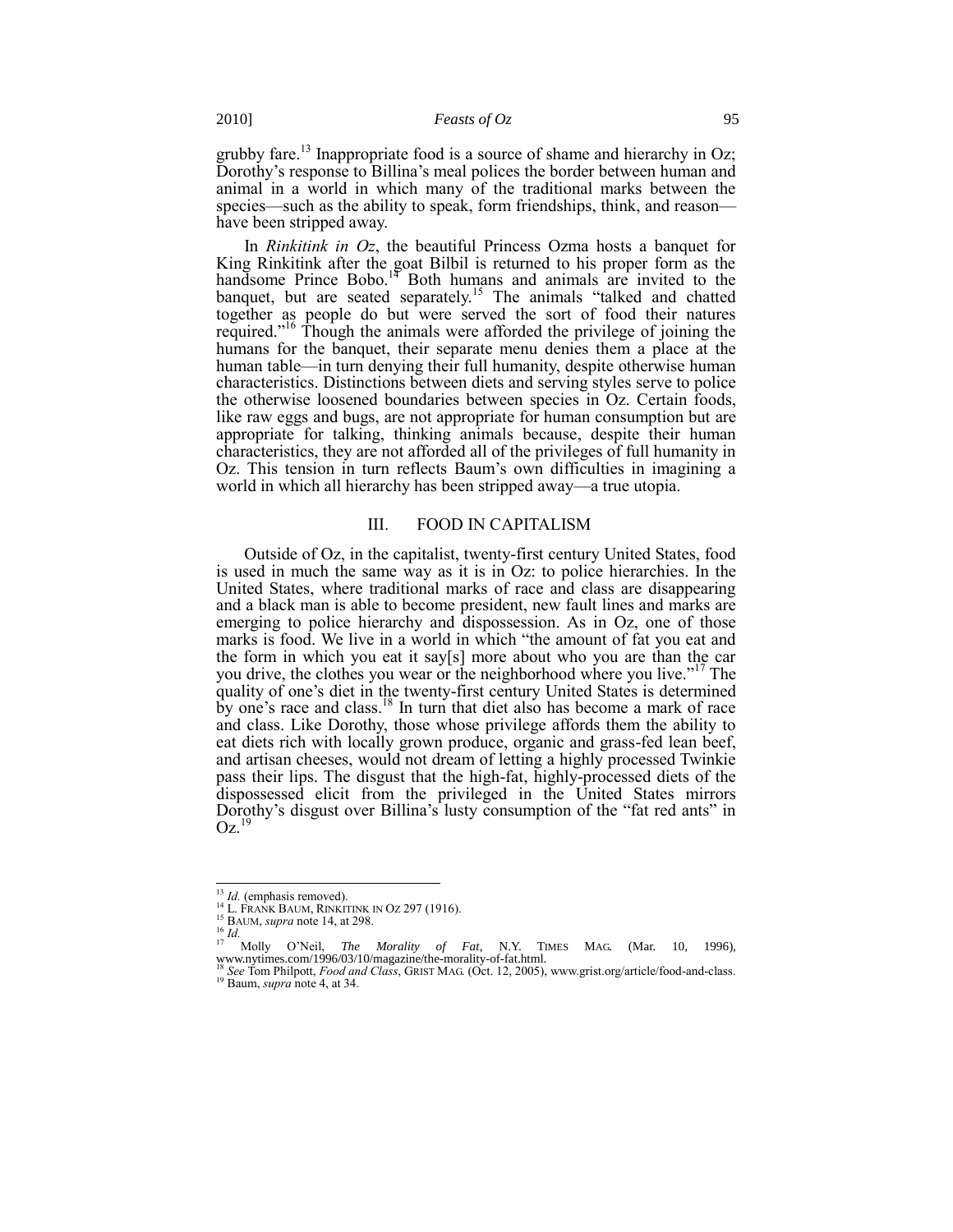grubby fare.[13] Inappropriate food is a source of shame and hierarchy in Oz; Dorothy's response to Billina's meal polices the border between human and animal in a world in which many of the traditional marks between the species—such as the ability to speak, form friendships, think, and reason—have been stripped away.

In *Rinkitink in Oz*, the beautiful Princess Ozma hosts a banquet for King Rinkitink after the goat Bilbil is returned to his proper form as the handsome Prince Bobo.[14] Both humans and animals are invited to the banquet, but are seated separately.[15] The animals "talked and chatted together as people do but were served the sort of food their natures required."[16] Though the animals were afforded the privilege of joining the humans for the banquet, their separate menu denies them a place at the human table—in turn denying their full humanity, despite otherwise human characteristics. Distinctions between diets and serving styles serve to police the otherwise loosened boundaries between species in Oz. Certain foods, like raw eggs and bugs, are not appropriate for human consumption but are appropriate for talking, thinking animals because, despite their human characteristics, they are not afforded all of the privileges of full humanity in Oz. This tension in turn reflects Baum's own difficulties in imagining a world in which all hierarchy has been stripped away—a true utopia.

## III. FOOD IN CAPITALISM

Outside of Oz, in the capitalist, twenty-first century United States, food is used in much the same way as it is in Oz: to police hierarchies. In the United States, where traditional marks of race and class are disappearing and a black man is able to become president, new fault lines and marks are emerging to police hierarchy and dispossession. As in Oz, one of those marks is food. We live in a world in which "the amount of fat you eat and the form in which you eat it say[s] more about who you are than the car you drive, the clothes you wear or the neighborhood where you live."[17] The quality of one's diet in the twenty-first century United States is determined by one's race and class.[18] In turn that diet also has become a mark of race and class. Like Dorothy, those whose privilege affords them the ability to eat diets rich with locally grown produce, organic and grass-fed lean beef, and artisan cheeses, would not dream of letting a highly processed Twinkie pass their lips. The disgust that the high-fat, highly-processed diets of the dispossessed elicit from the privileged in the United States mirrors Dorothy's disgust over Billina's lusty consumption of the "fat red ants" in Oz.[19]

---

[13] *Id.* (emphasis removed).

[14] L. FRANK BAUM, RINKITINK IN OZ 297 (1916).

[15] BAUM, *supra* note 14, at 298.

[16] *Id.*

[17] Molly O'Neil, *The Morality of Fat*, N.Y. TIMES MAG. (Mar. 10, 1996), www.nytimes.com/1996/03/10/magazine/the-morality-of-fat.html.

[18] *See* Tom Philpott, *Food and Class*, GRIST MAG. (Oct. 12, 2005), www.grist.org/article/food-and-class.

[19] Baum, *supra* note 4, at 34.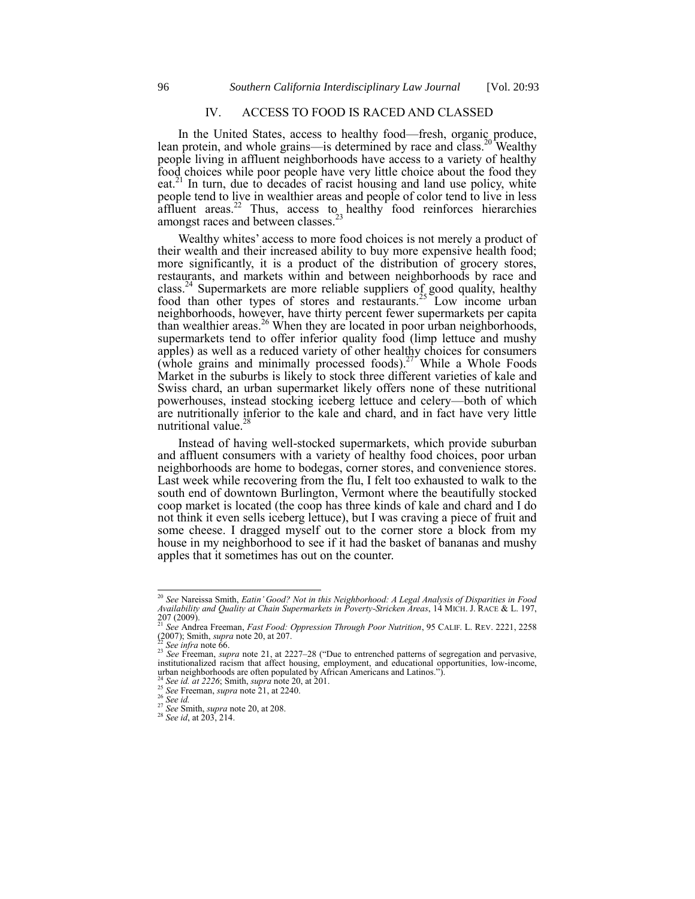## IV. ACCESS TO FOOD IS RACED AND CLASSED

In the United States, access to healthy food—fresh, organic produce, lean protein, and whole grains—is determined by race and class.[20] Wealthy people living in affluent neighborhoods have access to a variety of healthy food choices while poor people have very little choice about the food they eat.[21] In turn, due to decades of racist housing and land use policy, white people tend to live in wealthier areas and people of color tend to live in less affluent areas.[22] Thus, access to healthy food reinforces hierarchies amongst races and between classes.[23]

Wealthy whites' access to more food choices is not merely a product of their wealth and their increased ability to buy more expensive health food; more significantly, it is a product of the distribution of grocery stores, restaurants, and markets within and between neighborhoods by race and class.[24] Supermarkets are more reliable suppliers of good quality, healthy food than other types of stores and restaurants.[25] Low income urban neighborhoods, however, have thirty percent fewer supermarkets per capita than wealthier areas.[26] When they are located in poor urban neighborhoods, supermarkets tend to offer inferior quality food (limp lettuce and mushy apples) as well as a reduced variety of other healthy choices for consumers (whole grains and minimally processed foods).[27] While a Whole Foods Market in the suburbs is likely to stock three different varieties of kale and Swiss chard, an urban supermarket likely offers none of these nutritional powerhouses, instead stocking iceberg lettuce and celery—both of which are nutritionally inferior to the kale and chard, and in fact have very little nutritional value.[28]

Instead of having well-stocked supermarkets, which provide suburban and affluent consumers with a variety of healthy food choices, poor urban neighborhoods are home to bodegas, corner stores, and convenience stores. Last week while recovering from the flu, I felt too exhausted to walk to the south end of downtown Burlington, Vermont where the beautifully stocked coop market is located (the coop has three kinds of kale and chard and I do not think it even sells iceberg lettuce), but I was craving a piece of fruit and some cheese. I dragged myself out to the corner store a block from my house in my neighborhood to see if it had the basket of bananas and mushy apples that it sometimes has out on the counter.

---

[20] *See* Nareissa Smith, *Eatin' Good? Not in this Neighborhood: A Legal Analysis of Disparities in Food Availability and Quality at Chain Supermarkets in Poverty-Stricken Areas*, 14 MICH. J. RACE & L. 197, 207 (2009).

[21] *See* Andrea Freeman, *Fast Food: Oppression Through Poor Nutrition*, 95 CALIF. L. REV. 2221, 2258 (2007); Smith, *supra* note 20, at 207.

[22] *See infra* note 66.

[23] *See* Freeman, *supra* note 21, at 2227–28 ("Due to entrenched patterns of segregation and pervasive, institutionalized racism that affect housing, employment, and educational opportunities, low-income, urban neighborhoods are often populated by African Americans and Latinos.").

[24] *See id. at 2226*; Smith, *supra* note 20, at 201.

[25] *See* Freeman, *supra* note 21, at 2240.

[26] *See id.*

[27] *See* Smith, *supra* note 20, at 208.

[28] *See id*, at 203, 214.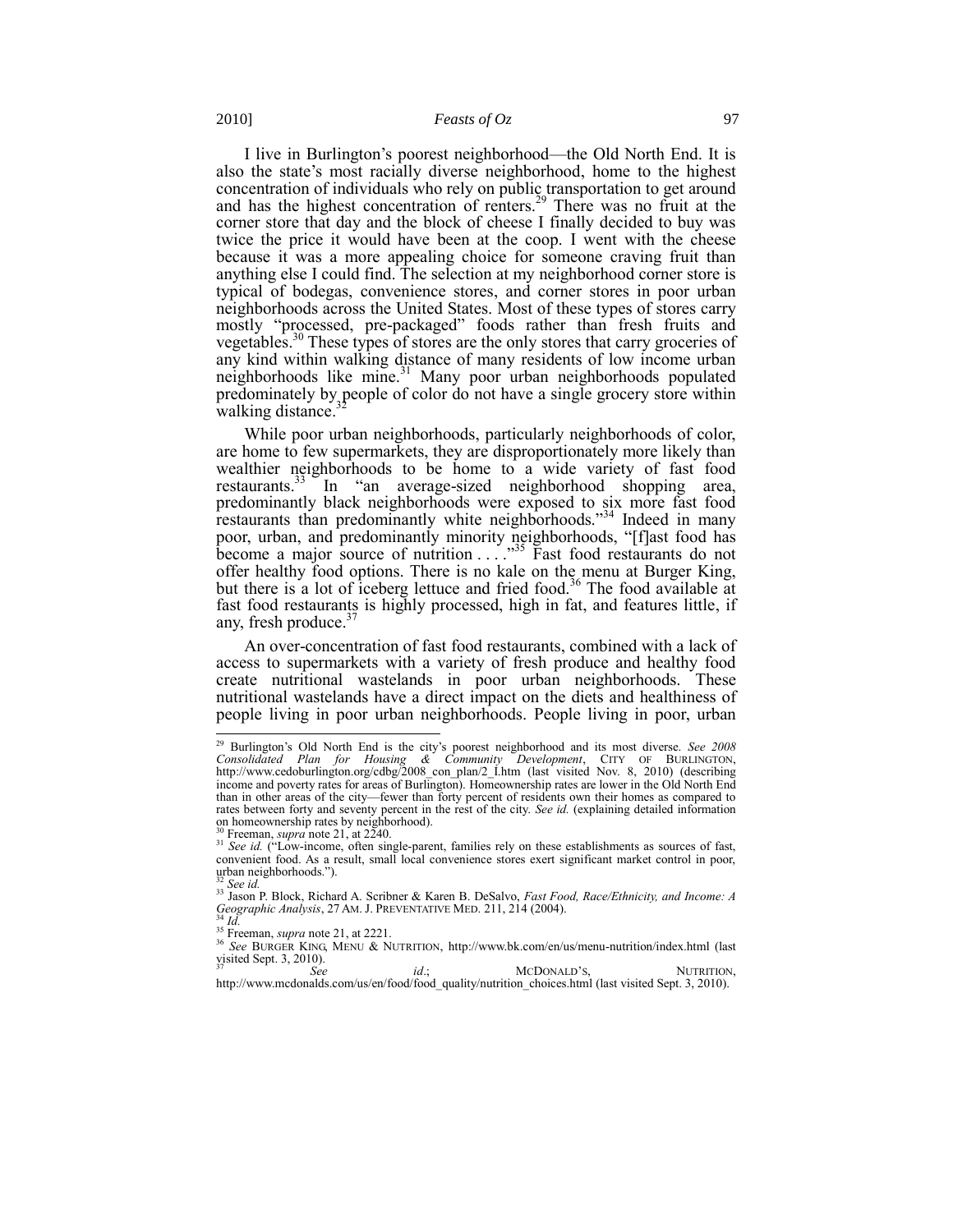I live in Burlington's poorest neighborhood—the Old North End. It is also the state's most racially diverse neighborhood, home to the highest concentration of individuals who rely on public transportation to get around and has the highest concentration of renters.[29] There was no fruit at the corner store that day and the block of cheese I finally decided to buy was twice the price it would have been at the coop. I went with the cheese because it was a more appealing choice for someone craving fruit than anything else I could find. The selection at my neighborhood corner store is typical of bodegas, convenience stores, and corner stores in poor urban neighborhoods across the United States. Most of these types of stores carry mostly "processed, pre-packaged" foods rather than fresh fruits and vegetables.[30] These types of stores are the only stores that carry groceries of any kind within walking distance of many residents of low income urban neighborhoods like mine.[31] Many poor urban neighborhoods populated predominately by people of color do not have a single grocery store within walking distance.[32]

While poor urban neighborhoods, particularly neighborhoods of color, are home to few supermarkets, they are disproportionately more likely than wealthier neighborhoods to be home to a wide variety of fast food restaurants.[33] In "an average-sized neighborhood shopping area, predominantly black neighborhoods were exposed to six more fast food restaurants than predominantly white neighborhoods."[34] Indeed in many poor, urban, and predominantly minority neighborhoods, "[f]ast food has become a major source of nutrition . . . ."[35] Fast food restaurants do not offer healthy food options. There is no kale on the menu at Burger King, but there is a lot of iceberg lettuce and fried food.[36] The food available at fast food restaurants is highly processed, high in fat, and features little, if any, fresh produce.[37]

An over-concentration of fast food restaurants, combined with a lack of access to supermarkets with a variety of fresh produce and healthy food create nutritional wastelands in poor urban neighborhoods. These nutritional wastelands have a direct impact on the diets and healthiness of people living in poor urban neighborhoods. People living in poor, urban

---

[29] Burlington's Old North End is the city's poorest neighborhood and its most diverse. *See 2008 Consolidated Plan for Housing & Community Development*, CITY OF BURLINGTON, http://www.cedoburlington.org/cdbg/2008_con_plan/2_I.htm (last visited Nov. 8, 2010) (describing income and poverty rates for areas of Burlington). Homeownership rates are lower in the Old North End than in other areas of the city—fewer than forty percent of residents own their homes as compared to rates between forty and seventy percent in the rest of the city. *See id.* (explaining detailed information on homeownership rates by neighborhood).

[30] Freeman, *supra* note 21, at 2240.

[31] *See id.* ("Low-income, often single-parent, families rely on these establishments as sources of fast, convenient food. As a result, small local convenience stores exert significant market control in poor, urban neighborhoods.").

[32] *See id.*

[33] Jason P. Block, Richard A. Scribner & Karen B. DeSalvo, *Fast Food, Race/Ethnicity, and Income: A Geographic Analysis*, 27 AM. J. PREVENTATIVE MED. 211, 214 (2004).

[34] *Id.*

[35] Freeman, *supra* note 21, at 2221.

[36] *See* BURGER KING, MENU & NUTRITION, http://www.bk.com/en/us/menu-nutrition/index.html (last visited Sept. 3, 2010).

[37] *See id.*; MCDONALD'S, NUTRITION, http://www.mcdonalds.com/us/en/food/food_quality/nutrition_choices.html (last visited Sept. 3, 2010).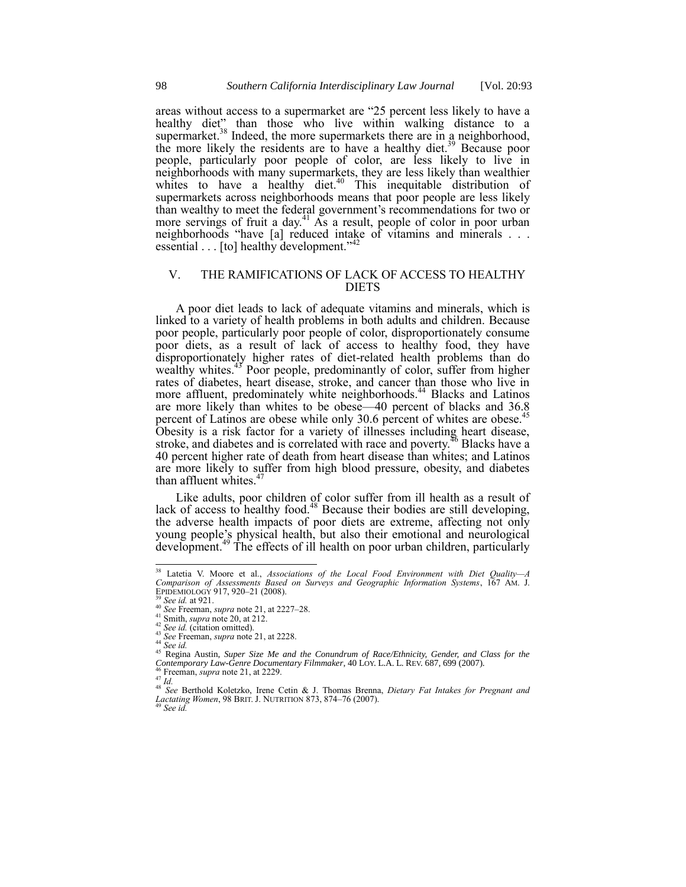areas without access to a supermarket are "25 percent less likely to have a healthy diet" than those who live within walking distance to a supermarket.[38] Indeed, the more supermarkets there are in a neighborhood, the more likely the residents are to have a healthy diet.[39] Because poor people, particularly poor people of color, are less likely to live in neighborhoods with many supermarkets, they are less likely than wealthier whites to have a healthy diet.[40] This inequitable distribution of supermarkets across neighborhoods means that poor people are less likely than wealthy to meet the federal government's recommendations for two or more servings of fruit a day.[41] As a result, people of color in poor urban neighborhoods "have [a] reduced intake of vitamins and minerals . . . essential . . . [to] healthy development."[42]

## V. THE RAMIFICATIONS OF LACK OF ACCESS TO HEALTHY DIETS

A poor diet leads to lack of adequate vitamins and minerals, which is linked to a variety of health problems in both adults and children. Because poor people, particularly poor people of color, disproportionately consume poor diets, as a result of lack of access to healthy food, they have disproportionately higher rates of diet-related health problems than do wealthy whites.[43] Poor people, predominantly of color, suffer from higher rates of diabetes, heart disease, stroke, and cancer than those who live in more affluent, predominately white neighborhoods.[44] Blacks and Latinos are more likely than whites to be obese—40 percent of blacks and 36.8 percent of Latinos are obese while only 30.6 percent of whites are obese.[45] Obesity is a risk factor for a variety of illnesses including heart disease, stroke, and diabetes and is correlated with race and poverty.[46] Blacks have a 40 percent higher rate of death from heart disease than whites; and Latinos are more likely to suffer from high blood pressure, obesity, and diabetes than affluent whites.[47]

Like adults, poor children of color suffer from ill health as a result of lack of access to healthy food.[48] Because their bodies are still developing, the adverse health impacts of poor diets are extreme, affecting not only young people's physical health, but also their emotional and neurological development.[49] The effects of ill health on poor urban children, particularly

---

[38] Latetia V. Moore et al., *Associations of the Local Food Environment with Diet Quality—A Comparison of Assessments Based on Surveys and Geographic Information Systems*, 167 AM. J. EPIDEMIOLOGY 917, 920–21 (2008).

[39] *See id.* at 921.

[40] *See* Freeman, *supra* note 21, at 2227–28.

[41] Smith, *supra* note 20, at 212.

[42] *See id.* (citation omitted).

[43] *See* Freeman, *supra* note 21, at 2228.

[44] *See id.*

[45] Regina Austin, *Super Size Me and the Conundrum of Race/Ethnicity, Gender, and Class for the Contemporary Law-Genre Documentary Filmmaker*, 40 LOY. L.A. L. REV. 687, 699 (2007).

[46] Freeman, *supra* note 21, at 2229.

[47] *Id.*

[48] *See* Berthold Koletzko, Irene Cetin & J. Thomas Brenna, *Dietary Fat Intakes for Pregnant and Lactating Women*, 98 BRIT. J. NUTRITION 873, 874–76 (2007).

[49] *See id.*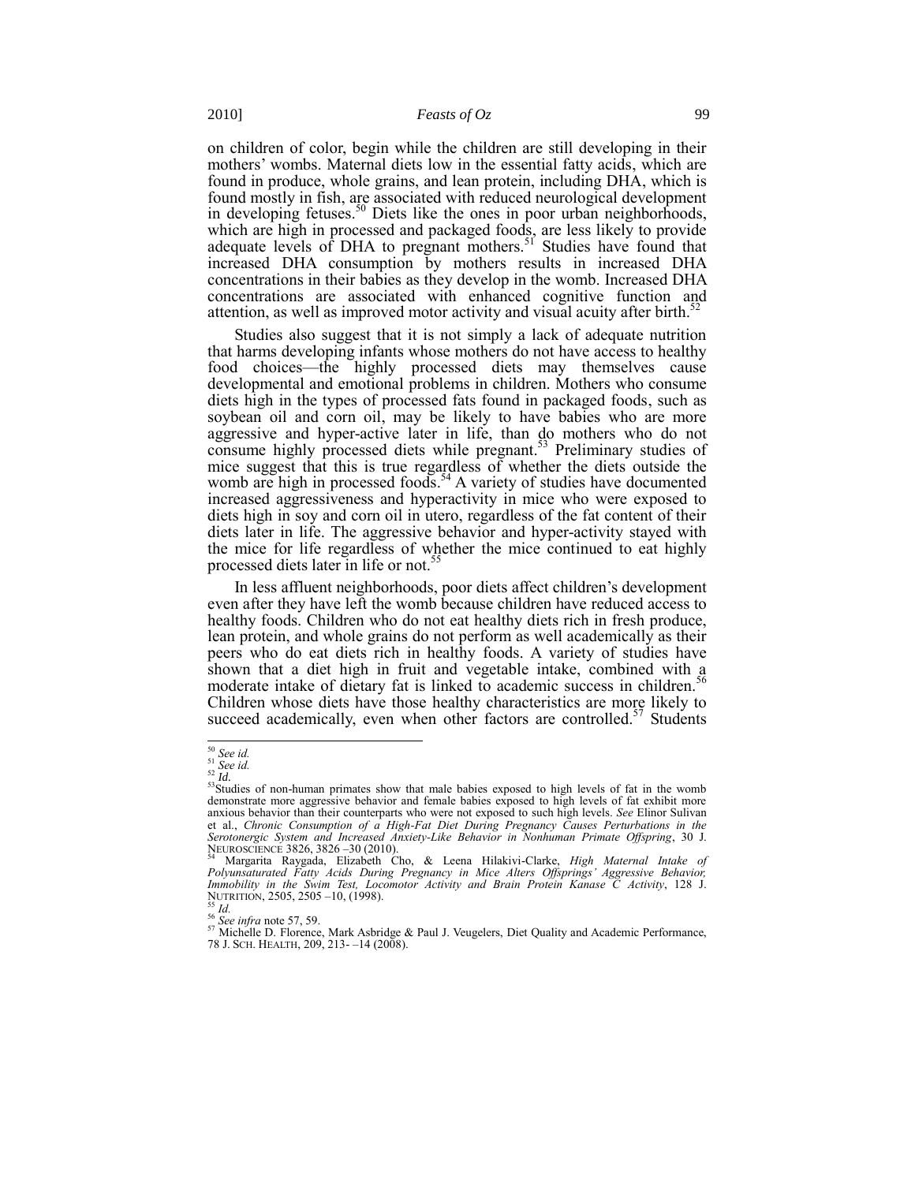on children of color, begin while the children are still developing in their mothers' wombs. Maternal diets low in the essential fatty acids, which are found in produce, whole grains, and lean protein, including DHA, which is found mostly in fish, are associated with reduced neurological development in developing fetuses.[50] Diets like the ones in poor urban neighborhoods, which are high in processed and packaged foods, are less likely to provide adequate levels of DHA to pregnant mothers.[51] Studies have found that increased DHA consumption by mothers results in increased DHA concentrations in their babies as they develop in the womb. Increased DHA concentrations are associated with enhanced cognitive function and attention, as well as improved motor activity and visual acuity after birth.[52]

Studies also suggest that it is not simply a lack of adequate nutrition that harms developing infants whose mothers do not have access to healthy food choices—the highly processed diets may themselves cause developmental and emotional problems in children. Mothers who consume diets high in the types of processed fats found in packaged foods, such as soybean oil and corn oil, may be likely to have babies who are more aggressive and hyper-active later in life, than do mothers who do not consume highly processed diets while pregnant.[53] Preliminary studies of mice suggest that this is true regardless of whether the diets outside the womb are high in processed foods.[54] A variety of studies have documented increased aggressiveness and hyperactivity in mice who were exposed to diets high in soy and corn oil in utero, regardless of the fat content of their diets later in life. The aggressive behavior and hyper-activity stayed with the mice for life regardless of whether the mice continued to eat highly processed diets later in life or not.[55]

In less affluent neighborhoods, poor diets affect children's development even after they have left the womb because children have reduced access to healthy foods. Children who do not eat healthy diets rich in fresh produce, lean protein, and whole grains do not perform as well academically as their peers who do eat diets rich in healthy foods. A variety of studies have shown that a diet high in fruit and vegetable intake, combined with a moderate intake of dietary fat is linked to academic success in children.[56] Children whose diets have those healthy characteristics are more likely to succeed academically, even when other factors are controlled.[57] Students

---

[50] *See id.*

[51] *See id.*

[52] *Id.*

[53] Studies of non-human primates show that male babies exposed to high levels of fat in the womb demonstrate more aggressive behavior and female babies exposed to high levels of fat exhibit more anxious behavior than their counterparts who were not exposed to such high levels. *See* Elinor Sulivan et al., *Chronic Consumption of a High-Fat Diet During Pregnancy Causes Perturbations in the Serotonergic System and Increased Anxiety-Like Behavior in Nonhuman Primate Offspring*, 30 J. NEUROSCIENCE 3826, 3826 –30 (2010).

[54] Margarita Raygada, Elizabeth Cho, & Leena Hilakivi-Clarke, *High Maternal Intake of Polyunsaturated Fatty Acids During Pregnancy in Mice Alters Offsprings' Aggressive Behavior, Immobility in the Swim Test, Locomotor Activity and Brain Protein Kanase C Activity*, 128 J. NUTRITION, 2505, 2505 –10, (1998).

[55] *Id.*

[56] *See infra* note 57, 59.

[57] Michelle D. Florence, Mark Asbridge & Paul J. Veugelers, Diet Quality and Academic Performance, 78 J. SCH. HEALTH, 209, 213- –14 (2008).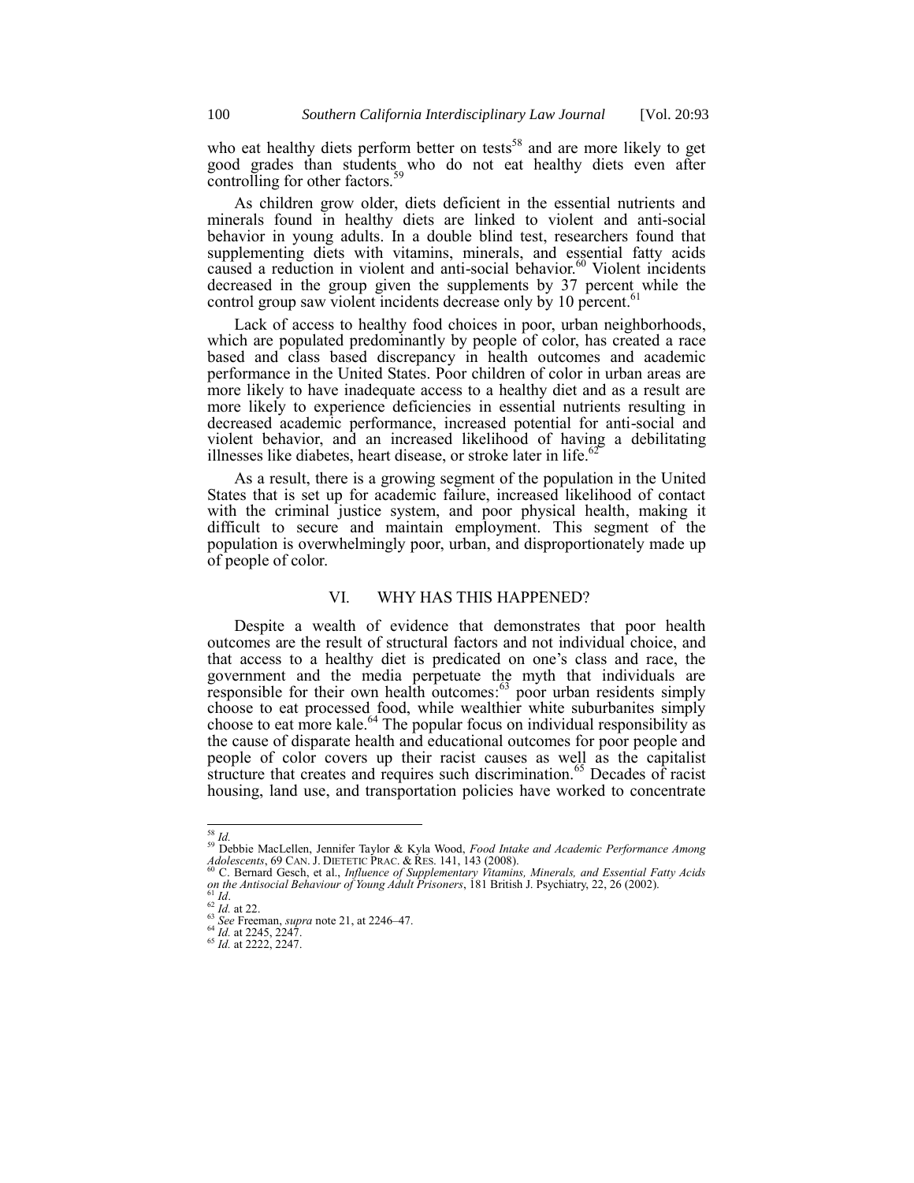who eat healthy diets perform better on tests[58] and are more likely to get good grades than students who do not eat healthy diets even after controlling for other factors.[59]

As children grow older, diets deficient in the essential nutrients and minerals found in healthy diets are linked to violent and anti-social behavior in young adults. In a double blind test, researchers found that supplementing diets with vitamins, minerals, and essential fatty acids caused a reduction in violent and anti-social behavior.[60] Violent incidents decreased in the group given the supplements by 37 percent while the control group saw violent incidents decrease only by 10 percent.[61]

Lack of access to healthy food choices in poor, urban neighborhoods, which are populated predominantly by people of color, has created a race based and class based discrepancy in health outcomes and academic performance in the United States. Poor children of color in urban areas are more likely to have inadequate access to a healthy diet and as a result are more likely to experience deficiencies in essential nutrients resulting in decreased academic performance, increased potential for anti-social and violent behavior, and an increased likelihood of having a debilitating illnesses like diabetes, heart disease, or stroke later in life.[62]

As a result, there is a growing segment of the population in the United States that is set up for academic failure, increased likelihood of contact with the criminal justice system, and poor physical health, making it difficult to secure and maintain employment. This segment of the population is overwhelmingly poor, urban, and disproportionately made up of people of color.

## VI. WHY HAS THIS HAPPENED?

Despite a wealth of evidence that demonstrates that poor health outcomes are the result of structural factors and not individual choice, and that access to a healthy diet is predicated on one's class and race, the government and the media perpetuate the myth that individuals are responsible for their own health outcomes:[63] poor urban residents simply choose to eat processed food, while wealthier white suburbanites simply choose to eat more kale.[64] The popular focus on individual responsibility as the cause of disparate health and educational outcomes for poor people and people of color covers up their racist causes as well as the capitalist structure that creates and requires such discrimination.[65] Decades of racist housing, land use, and transportation policies have worked to concentrate

---

[58] *Id.*

[59] Debbie MacLellen, Jennifer Taylor & Kyla Wood, *Food Intake and Academic Performance Among Adolescents*, 69 CAN. J. DIETETIC PRAC. & RES. 141, 143 (2008).

[60] C. Bernard Gesch, et al., *Influence of Supplementary Vitamins, Minerals, and Essential Fatty Acids on the Antisocial Behaviour of Young Adult Prisoners*, 181 British J. Psychiatry, 22, 26 (2002).

[61] *Id*.

[62] *Id.* at 22.

[63] *See* Freeman, *supra* note 21, at 2246–47.

[64] *Id.* at 2245, 2247.

[65] *Id.* at 2222, 2247.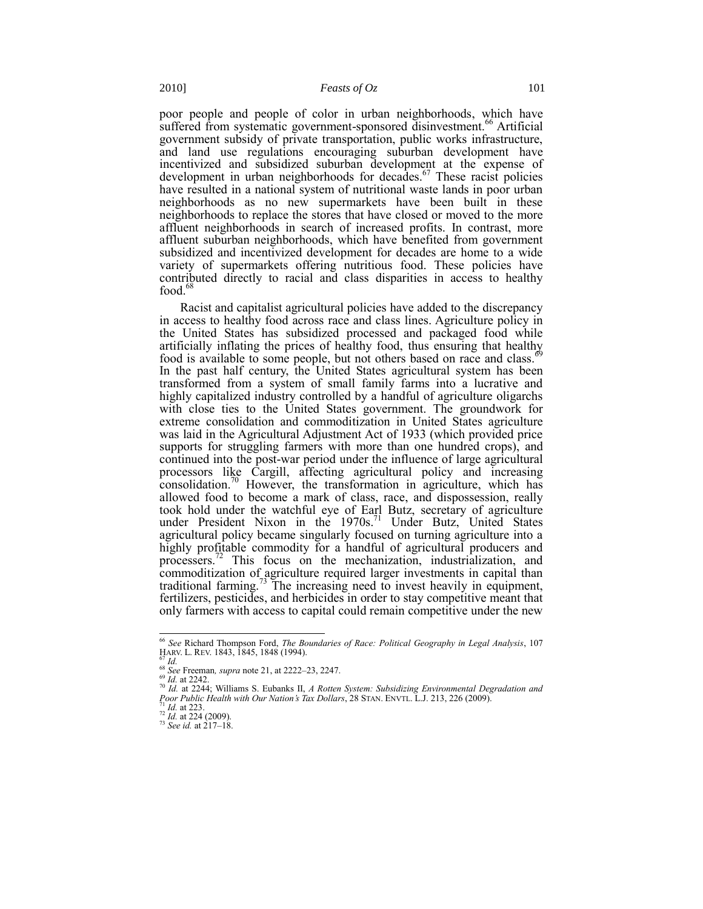poor people and people of color in urban neighborhoods, which have suffered from systematic government-sponsored disinvestment.[66] Artificial government subsidy of private transportation, public works infrastructure, and land use regulations encouraging suburban development have incentivized and subsidized suburban development at the expense of development in urban neighborhoods for decades.[67] These racist policies have resulted in a national system of nutritional waste lands in poor urban neighborhoods as no new supermarkets have been built in these neighborhoods to replace the stores that have closed or moved to the more affluent neighborhoods in search of increased profits. In contrast, more affluent suburban neighborhoods, which have benefited from government subsidized and incentivized development for decades are home to a wide variety of supermarkets offering nutritious food. These policies have contributed directly to racial and class disparities in access to healthy food.[68]

Racist and capitalist agricultural policies have added to the discrepancy in access to healthy food across race and class lines. Agriculture policy in the United States has subsidized processed and packaged food while artificially inflating the prices of healthy food, thus ensuring that healthy food is available to some people, but not others based on race and class.[69] In the past half century, the United States agricultural system has been transformed from a system of small family farms into a lucrative and highly capitalized industry controlled by a handful of agriculture oligarchs with close ties to the United States government. The groundwork for extreme consolidation and commoditization in United States agriculture was laid in the Agricultural Adjustment Act of 1933 (which provided price supports for struggling farmers with more than one hundred crops), and continued into the post-war period under the influence of large agricultural processors like Cargill, affecting agricultural policy and increasing consolidation.[70] However, the transformation in agriculture, which has allowed food to become a mark of class, race, and dispossession, really took hold under the watchful eye of Earl Butz, secretary of agriculture under President Nixon in the 1970s.[71] Under Butz, United States agricultural policy became singularly focused on turning agriculture into a highly profitable commodity for a handful of agricultural producers and processers.[72] This focus on the mechanization, industrialization, and commoditization of agriculture required larger investments in capital than traditional farming.[73] The increasing need to invest heavily in equipment, fertilizers, pesticides, and herbicides in order to stay competitive meant that only farmers with access to capital could remain competitive under the new

---

[66] *See* Richard Thompson Ford, *The Boundaries of Race: Political Geography in Legal Analysis*, 107 HARV. L. REV. 1843, 1845, 1848 (1994).
[67] *Id.*
[68] *See* Freeman*, supra* note 21, at 2222–23, 2247.
[69] *Id.* at 2242.
[70] *Id.* at 2244; Williams S. Eubanks II, *A Rotten System: Subsidizing Environmental Degradation and Poor Public Health with Our Nation's Tax Dollars*, 28 STAN. ENVTL. L.J. 213, 226 (2009).
[71] *Id.* at 223.
[72] *Id.* at 224 (2009).
[73] *See id.* at 217–18.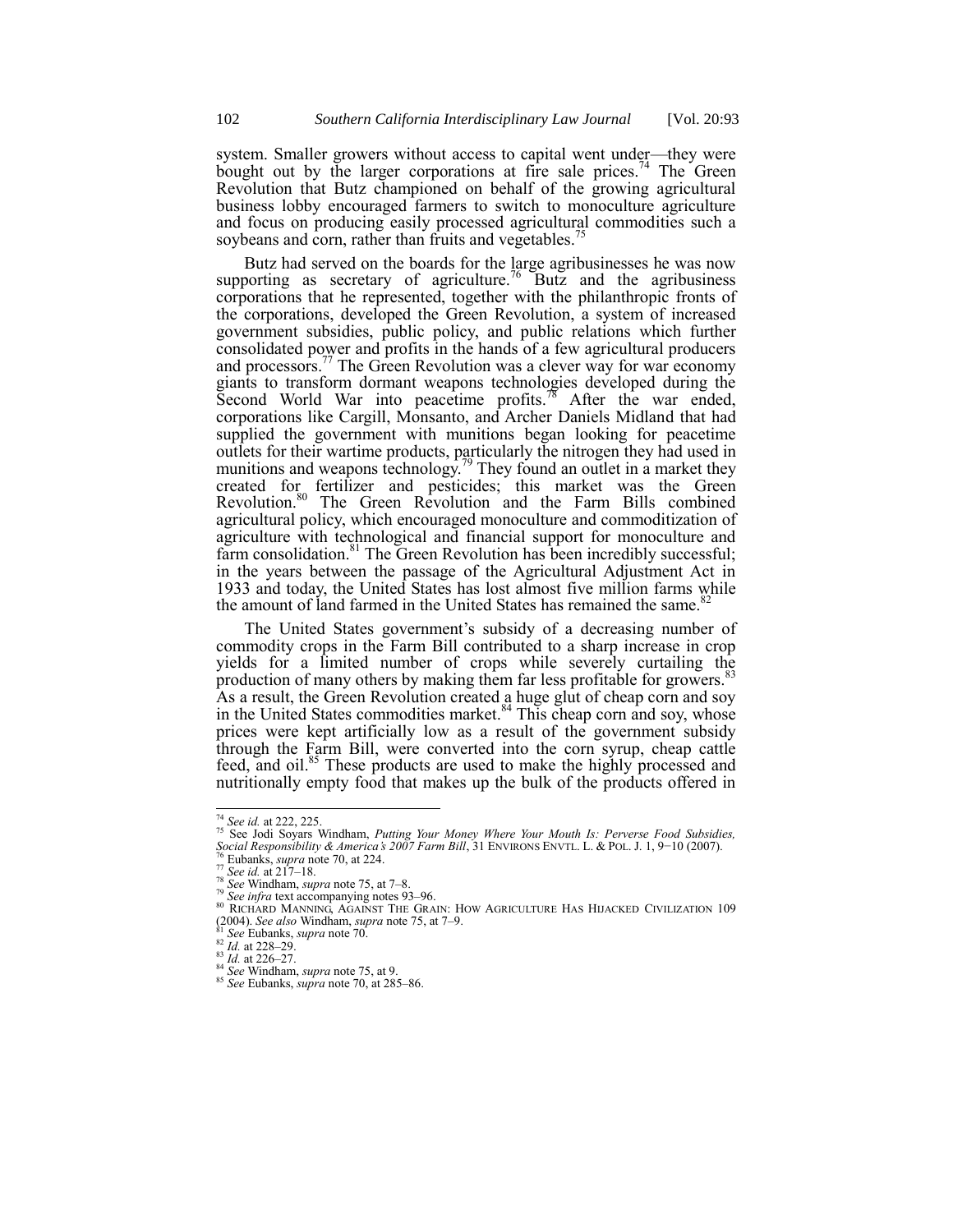system. Smaller growers without access to capital went under—they were bought out by the larger corporations at fire sale prices.[74] The Green Revolution that Butz championed on behalf of the growing agricultural business lobby encouraged farmers to switch to monoculture agriculture and focus on producing easily processed agricultural commodities such a soybeans and corn, rather than fruits and vegetables.[75]

Butz had served on the boards for the large agribusinesses he was now supporting as secretary of agriculture.[76] Butz and the agribusiness corporations that he represented, together with the philanthropic fronts of the corporations, developed the Green Revolution, a system of increased government subsidies, public policy, and public relations which further consolidated power and profits in the hands of a few agricultural producers and processors.[77] The Green Revolution was a clever way for war economy giants to transform dormant weapons technologies developed during the Second World War into peacetime profits.[78] After the war ended, corporations like Cargill, Monsanto, and Archer Daniels Midland that had supplied the government with munitions began looking for peacetime outlets for their wartime products, particularly the nitrogen they had used in munitions and weapons technology.[79] They found an outlet in a market they created for fertilizer and pesticides; this market was the Green Revolution.[80] The Green Revolution and the Farm Bills combined agricultural policy, which encouraged monoculture and commoditization of agriculture with technological and financial support for monoculture and farm consolidation.[81] The Green Revolution has been incredibly successful; in the years between the passage of the Agricultural Adjustment Act in 1933 and today, the United States has lost almost five million farms while the amount of land farmed in the United States has remained the same.[82]

The United States government's subsidy of a decreasing number of commodity crops in the Farm Bill contributed to a sharp increase in crop yields for a limited number of crops while severely curtailing the production of many others by making them far less profitable for growers.[83] As a result, the Green Revolution created a huge glut of cheap corn and soy in the United States commodities market.[84] This cheap corn and soy, whose prices were kept artificially low as a result of the government subsidy through the Farm Bill, were converted into the corn syrup, cheap cattle feed, and oil.[85] These products are used to make the highly processed and nutritionally empty food that makes up the bulk of the products offered in

---

[74] *See id.* at 222, 225.

[75] See Jodi Soyars Windham, *Putting Your Money Where Your Mouth Is: Perverse Food Subsidies, Social Responsibility & America's 2007 Farm Bill*, 31 ENVIRONS ENVTL. L. & POL. J. 1, 9−10 (2007).

[76] Eubanks, *supra* note 70, at 224.

[77] *See id.* at 217–18.

[78] *See* Windham, *supra* note 75, at 7–8.

[79] *See infra* text accompanying notes 93–96.

[80] RICHARD MANNING, AGAINST THE GRAIN: HOW AGRICULTURE HAS HIJACKED CIVILIZATION 109 (2004). *See also* Windham, *supra* note 75, at 7–9.

[81] *See* Eubanks, *supra* note 70.

[82] *Id.* at 228–29.

[83] *Id.* at 226–27.

[84] *See* Windham, *supra* note 75, at 9.

[85] *See* Eubanks, *supra* note 70, at 285–86.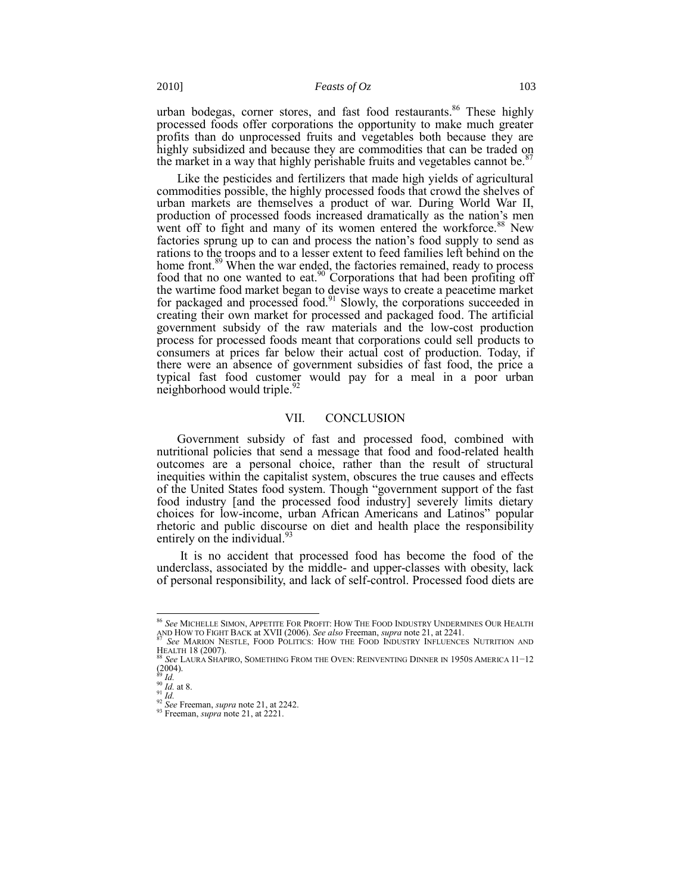urban bodegas, corner stores, and fast food restaurants.[86] These highly processed foods offer corporations the opportunity to make much greater profits than do unprocessed fruits and vegetables both because they are highly subsidized and because they are commodities that can be traded on the market in a way that highly perishable fruits and vegetables cannot be.[87]

Like the pesticides and fertilizers that made high yields of agricultural commodities possible, the highly processed foods that crowd the shelves of urban markets are themselves a product of war. During World War II, production of processed foods increased dramatically as the nation's men went off to fight and many of its women entered the workforce.[88] New factories sprung up to can and process the nation's food supply to send as rations to the troops and to a lesser extent to feed families left behind on the home front.[89] When the war ended, the factories remained, ready to process food that no one wanted to eat.[90] Corporations that had been profiting off the wartime food market began to devise ways to create a peacetime market for packaged and processed food.[91] Slowly, the corporations succeeded in creating their own market for processed and packaged food. The artificial government subsidy of the raw materials and the low-cost production process for processed foods meant that corporations could sell products to consumers at prices far below their actual cost of production. Today, if there were an absence of government subsidies of fast food, the price a typical fast food customer would pay for a meal in a poor urban neighborhood would triple.[92]

## VII. CONCLUSION

Government subsidy of fast and processed food, combined with nutritional policies that send a message that food and food-related health outcomes are a personal choice, rather than the result of structural inequities within the capitalist system, obscures the true causes and effects of the United States food system. Though "government support of the fast food industry [and the processed food industry] severely limits dietary choices for low-income, urban African Americans and Latinos" popular rhetoric and public discourse on diet and health place the responsibility entirely on the individual.[93]

It is no accident that processed food has become the food of the underclass, associated by the middle- and upper-classes with obesity, lack of personal responsibility, and lack of self-control. Processed food diets are

---

[86] *See* MICHELLE SIMON, APPETITE FOR PROFIT: HOW THE FOOD INDUSTRY UNDERMINES OUR HEALTH AND HOW TO FIGHT BACK at XVII (2006). *See also* Freeman, *supra* note 21, at 2241.

[87] *See* MARION NESTLE, FOOD POLITICS: HOW THE FOOD INDUSTRY INFLUENCES NUTRITION AND HEALTH 18 (2007).

[88] *See* LAURA SHAPIRO, SOMETHING FROM THE OVEN: REINVENTING DINNER IN 1950S AMERICA 11−12 (2004).

[89] *Id.*

[90] *Id.* at 8.

[91] *Id.*

[92] *See* Freeman, *supra* note 21, at 2242.

[93] Freeman, *supra* note 21, at 2221.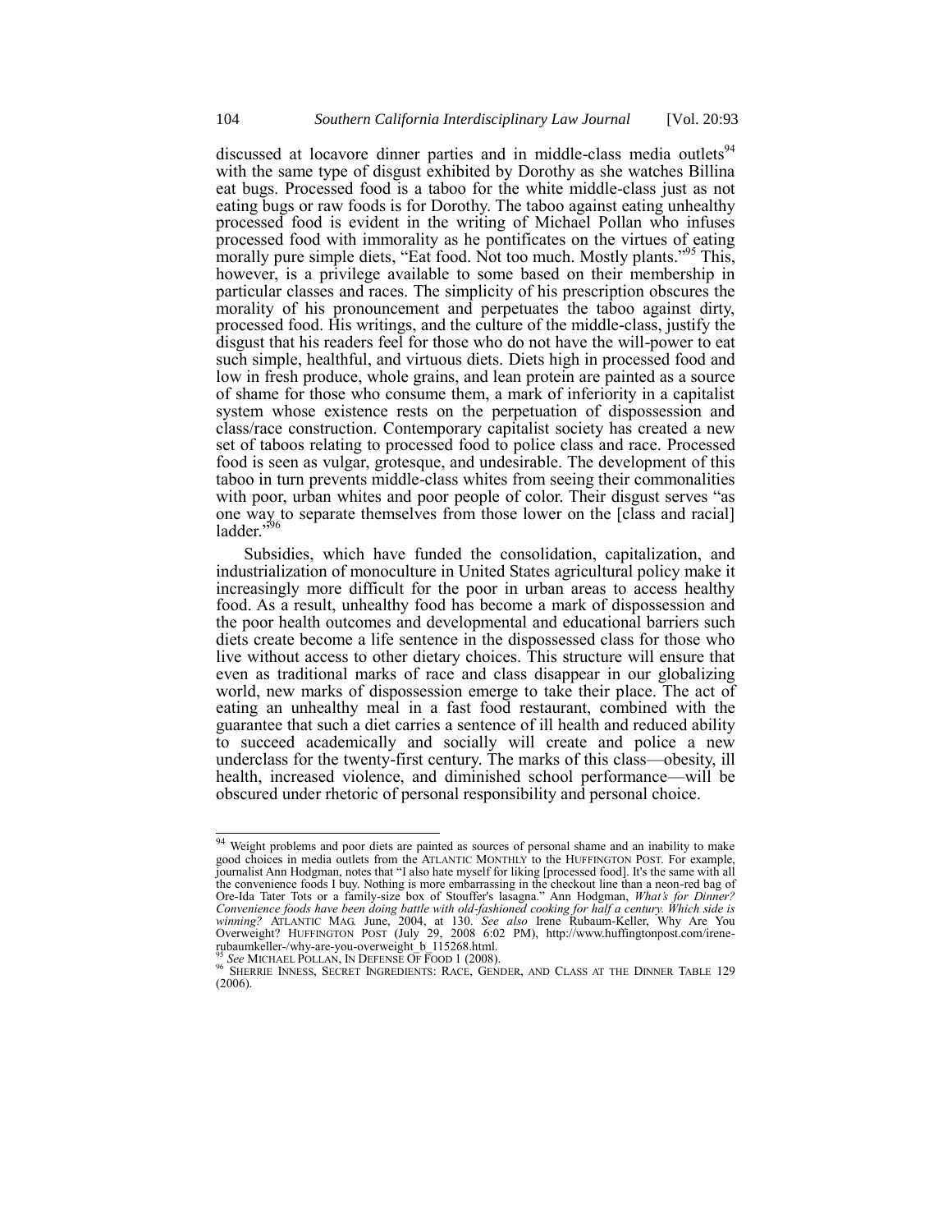discussed at locavore dinner parties and in middle-class media outlets[94] with the same type of disgust exhibited by Dorothy as she watches Billina eat bugs. Processed food is a taboo for the white middle-class just as not eating bugs or raw foods is for Dorothy. The taboo against eating unhealthy processed food is evident in the writing of Michael Pollan who infuses processed food with immorality as he pontificates on the virtues of eating morally pure simple diets, "Eat food. Not too much. Mostly plants."[95] This, however, is a privilege available to some based on their membership in particular classes and races. The simplicity of his prescription obscures the morality of his pronouncement and perpetuates the taboo against dirty, processed food. His writings, and the culture of the middle-class, justify the disgust that his readers feel for those who do not have the will-power to eat such simple, healthful, and virtuous diets. Diets high in processed food and low in fresh produce, whole grains, and lean protein are painted as a source of shame for those who consume them, a mark of inferiority in a capitalist system whose existence rests on the perpetuation of dispossession and class/race construction. Contemporary capitalist society has created a new set of taboos relating to processed food to police class and race. Processed food is seen as vulgar, grotesque, and undesirable. The development of this taboo in turn prevents middle-class whites from seeing their commonalities with poor, urban whites and poor people of color. Their disgust serves "as one way to separate themselves from those lower on the [class and racial] ladder."[96]

Subsidies, which have funded the consolidation, capitalization, and industrialization of monoculture in United States agricultural policy make it increasingly more difficult for the poor in urban areas to access healthy food. As a result, unhealthy food has become a mark of dispossession and the poor health outcomes and developmental and educational barriers such diets create become a life sentence in the dispossessed class for those who live without access to other dietary choices. This structure will ensure that even as traditional marks of race and class disappear in our globalizing world, new marks of dispossession emerge to take their place. The act of eating an unhealthy meal in a fast food restaurant, combined with the guarantee that such a diet carries a sentence of ill health and reduced ability to succeed academically and socially will create and police a new underclass for the twenty-first century. The marks of this class—obesity, ill health, increased violence, and diminished school performance—will be obscured under rhetoric of personal responsibility and personal choice.

---

[94] Weight problems and poor diets are painted as sources of personal shame and an inability to make good choices in media outlets from the ATLANTIC MONTHLY to the HUFFINGTON POST. For example, journalist Ann Hodgman, notes that "I also hate myself for liking [processed food]. It's the same with all the convenience foods I buy. Nothing is more embarrassing in the checkout line than a neon-red bag of Ore-Ida Tater Tots or a family-size box of Stouffer's lasagna." Ann Hodgman, *What's for Dinner? Convenience foods have been doing battle with old-fashioned cooking for half a century. Which side is winning?* ATLANTIC MAG. June, 2004, at 130. *See also* Irene Rubaum-Keller, Why Are You Overweight? HUFFINGTON POST (July 29, 2008 6:02 PM), http://www.huffingtonpost.com/irene-rubaumkeller-/why-are-you-overweight_b_115268.html.

[95] *See* MICHAEL POLLAN, IN DEFENSE OF FOOD 1 (2008).

[96] SHERRIE INNESS, SECRET INGREDIENTS: RACE, GENDER, AND CLASS AT THE DINNER TABLE 129 (2006).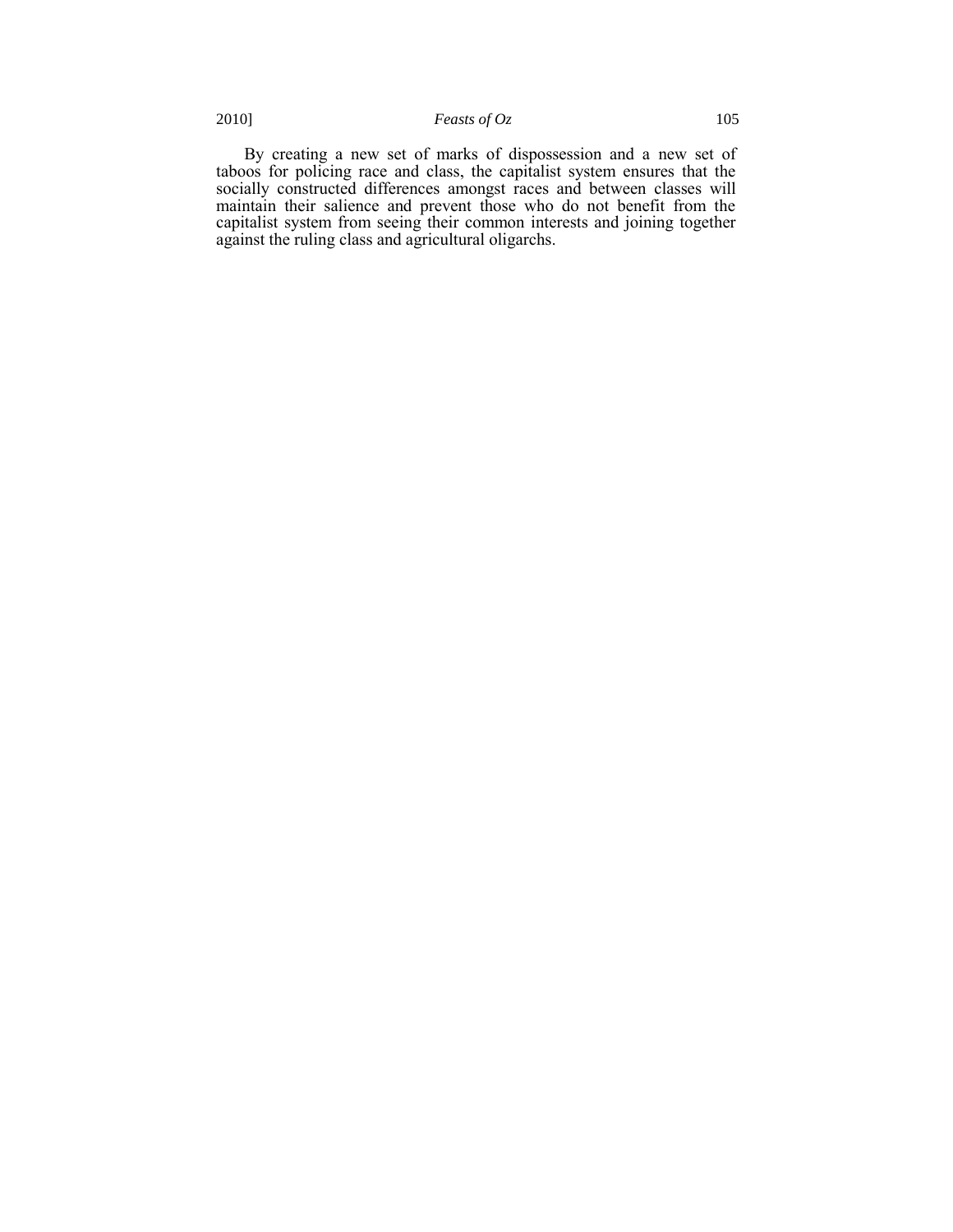By creating a new set of marks of dispossession and a new set of taboos for policing race and class, the capitalist system ensures that the socially constructed differences amongst races and between classes will maintain their salience and prevent those who do not benefit from the capitalist system from seeing their common interests and joining together against the ruling class and agricultural oligarchs.